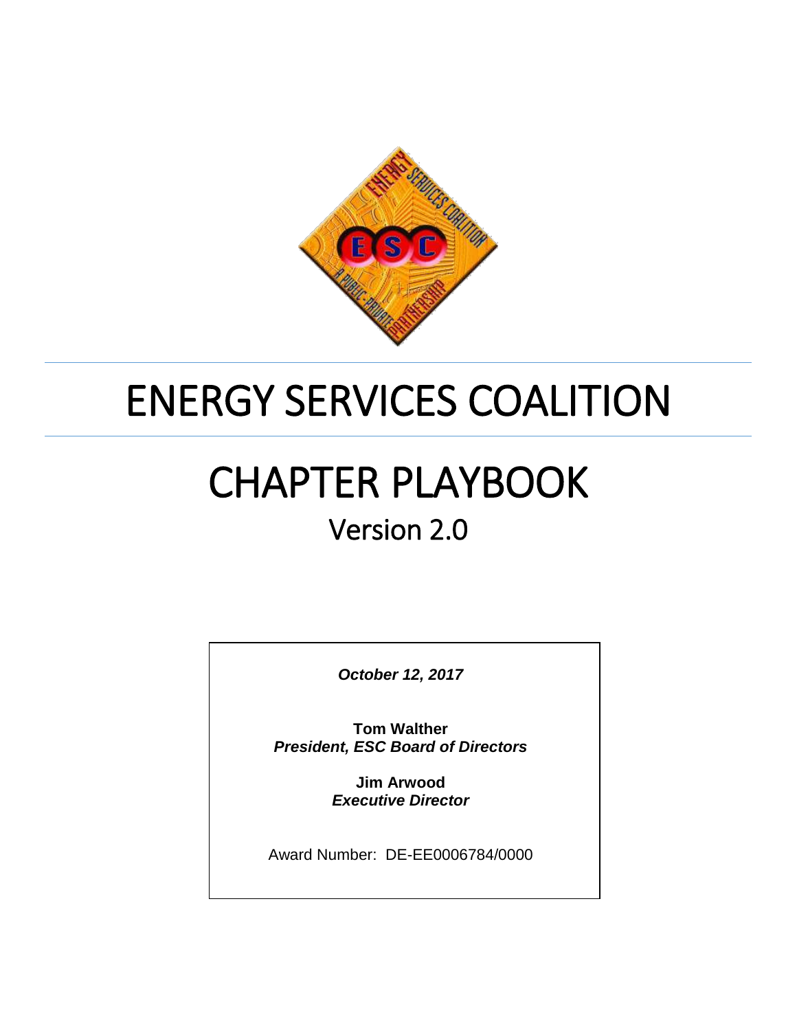# ENERGY SERVICES COALITION

# CHAPTER PLAYBOOK

## Version 2.0

***October 12, 2017***

**Tom Walther**
***President, ESC Board of Directors***

**Jim Arwood**
***Executive Director***

Award Number: DE-EE0006784/0000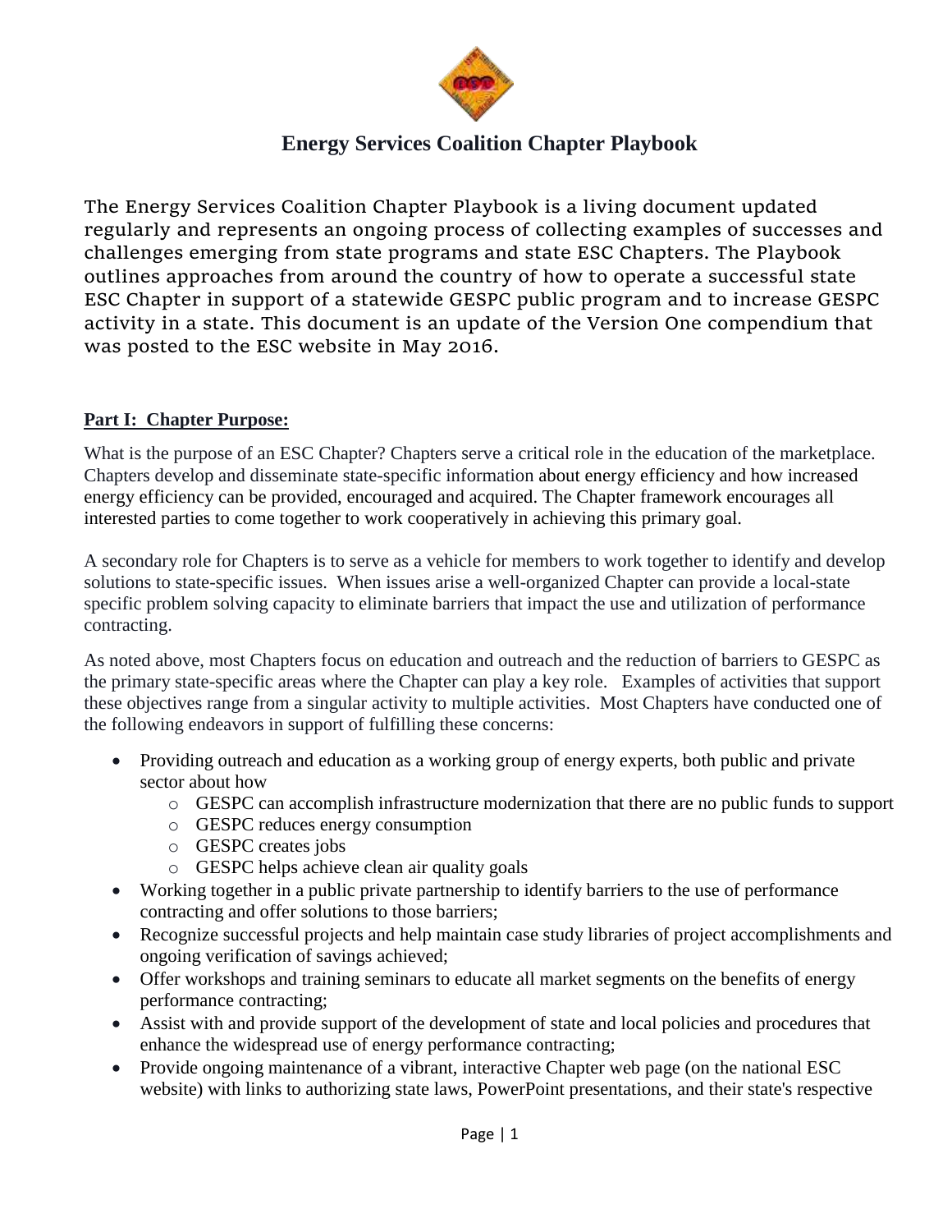# Energy Services Coalition Chapter Playbook

The Energy Services Coalition Chapter Playbook is a living document updated regularly and represents an ongoing process of collecting examples of successes and challenges emerging from state programs and state ESC Chapters. The Playbook outlines approaches from around the country of how to operate a successful state ESC Chapter in support of a statewide GESPC public program and to increase GESPC activity in a state. This document is an update of the Version One compendium that was posted to the ESC website in May 2016.

## Part I: Chapter Purpose:

What is the purpose of an ESC Chapter? Chapters serve a critical role in the education of the marketplace. Chapters develop and disseminate state-specific information about energy efficiency and how increased energy efficiency can be provided, encouraged and acquired. The Chapter framework encourages all interested parties to come together to work cooperatively in achieving this primary goal.

A secondary role for Chapters is to serve as a vehicle for members to work together to identify and develop solutions to state-specific issues. When issues arise a well-organized Chapter can provide a local-state specific problem solving capacity to eliminate barriers that impact the use and utilization of performance contracting.

As noted above, most Chapters focus on education and outreach and the reduction of barriers to GESPC as the primary state-specific areas where the Chapter can play a key role. Examples of activities that support these objectives range from a singular activity to multiple activities. Most Chapters have conducted one of the following endeavors in support of fulfilling these concerns:

- Providing outreach and education as a working group of energy experts, both public and private sector about how
  - GESPC can accomplish infrastructure modernization that there are no public funds to support
  - GESPC reduces energy consumption
  - GESPC creates jobs
  - GESPC helps achieve clean air quality goals
- Working together in a public private partnership to identify barriers to the use of performance contracting and offer solutions to those barriers;
- Recognize successful projects and help maintain case study libraries of project accomplishments and ongoing verification of savings achieved;
- Offer workshops and training seminars to educate all market segments on the benefits of energy performance contracting;
- Assist with and provide support of the development of state and local policies and procedures that enhance the widespread use of energy performance contracting;
- Provide ongoing maintenance of a vibrant, interactive Chapter web page (on the national ESC website) with links to authorizing state laws, PowerPoint presentations, and their state's respective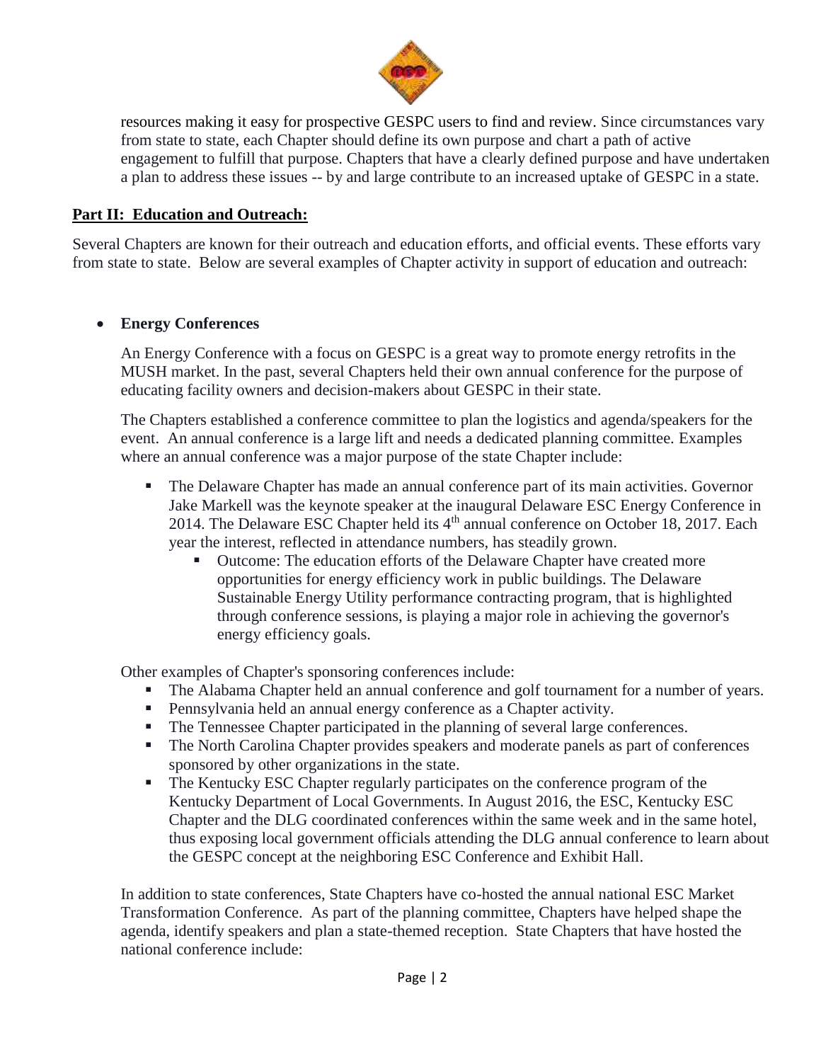resources making it easy for prospective GESPC users to find and review. Since circumstances vary from state to state, each Chapter should define its own purpose and chart a path of active engagement to fulfill that purpose. Chapters that have a clearly defined purpose and have undertaken a plan to address these issues -- by and large contribute to an increased uptake of GESPC in a state.

## Part II: Education and Outreach:

Several Chapters are known for their outreach and education efforts, and official events. These efforts vary from state to state. Below are several examples of Chapter activity in support of education and outreach:

- **Energy Conferences**

  An Energy Conference with a focus on GESPC is a great way to promote energy retrofits in the MUSH market. In the past, several Chapters held their own annual conference for the purpose of educating facility owners and decision-makers about GESPC in their state.

  The Chapters established a conference committee to plan the logistics and agenda/speakers for the event. An annual conference is a large lift and needs a dedicated planning committee. Examples where an annual conference was a major purpose of the state Chapter include:

  - The Delaware Chapter has made an annual conference part of its main activities. Governor Jake Markell was the keynote speaker at the inaugural Delaware ESC Energy Conference in 2014. The Delaware ESC Chapter held its 4th annual conference on October 18, 2017. Each year the interest, reflected in attendance numbers, has steadily grown.
    - Outcome: The education efforts of the Delaware Chapter have created more opportunities for energy efficiency work in public buildings. The Delaware Sustainable Energy Utility performance contracting program, that is highlighted through conference sessions, is playing a major role in achieving the governor's energy efficiency goals.

  Other examples of Chapter's sponsoring conferences include:

  - The Alabama Chapter held an annual conference and golf tournament for a number of years.
  - Pennsylvania held an annual energy conference as a Chapter activity.
  - The Tennessee Chapter participated in the planning of several large conferences.
  - The North Carolina Chapter provides speakers and moderate panels as part of conferences sponsored by other organizations in the state.
  - The Kentucky ESC Chapter regularly participates on the conference program of the Kentucky Department of Local Governments. In August 2016, the ESC, Kentucky ESC Chapter and the DLG coordinated conferences within the same week and in the same hotel, thus exposing local government officials attending the DLG annual conference to learn about the GESPC concept at the neighboring ESC Conference and Exhibit Hall.

  In addition to state conferences, State Chapters have co-hosted the annual national ESC Market Transformation Conference. As part of the planning committee, Chapters have helped shape the agenda, identify speakers and plan a state-themed reception. State Chapters that have hosted the national conference include: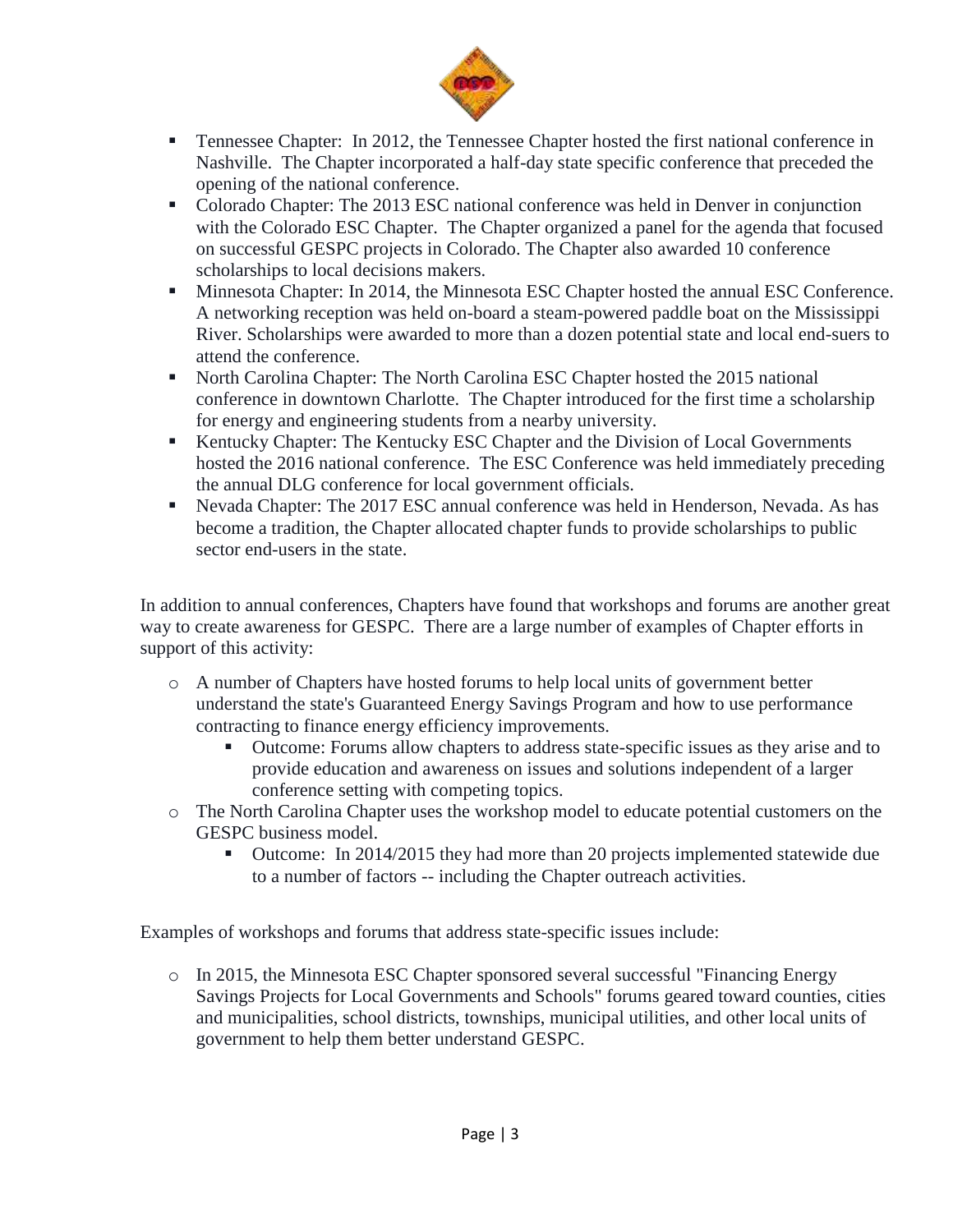- Tennessee Chapter: In 2012, the Tennessee Chapter hosted the first national conference in Nashville. The Chapter incorporated a half-day state specific conference that preceded the opening of the national conference.
- Colorado Chapter: The 2013 ESC national conference was held in Denver in conjunction with the Colorado ESC Chapter. The Chapter organized a panel for the agenda that focused on successful GESPC projects in Colorado. The Chapter also awarded 10 conference scholarships to local decisions makers.
- Minnesota Chapter: In 2014, the Minnesota ESC Chapter hosted the annual ESC Conference. A networking reception was held on-board a steam-powered paddle boat on the Mississippi River. Scholarships were awarded to more than a dozen potential state and local end-suers to attend the conference.
- North Carolina Chapter: The North Carolina ESC Chapter hosted the 2015 national conference in downtown Charlotte. The Chapter introduced for the first time a scholarship for energy and engineering students from a nearby university.
- Kentucky Chapter: The Kentucky ESC Chapter and the Division of Local Governments hosted the 2016 national conference. The ESC Conference was held immediately preceding the annual DLG conference for local government officials.
- Nevada Chapter: The 2017 ESC annual conference was held in Henderson, Nevada. As has become a tradition, the Chapter allocated chapter funds to provide scholarships to public sector end-users in the state.

In addition to annual conferences, Chapters have found that workshops and forums are another great way to create awareness for GESPC. There are a large number of examples of Chapter efforts in support of this activity:

- A number of Chapters have hosted forums to help local units of government better understand the state's Guaranteed Energy Savings Program and how to use performance contracting to finance energy efficiency improvements.
    - Outcome: Forums allow chapters to address state-specific issues as they arise and to provide education and awareness on issues and solutions independent of a larger conference setting with competing topics.
- The North Carolina Chapter uses the workshop model to educate potential customers on the GESPC business model.
    - Outcome: In 2014/2015 they had more than 20 projects implemented statewide due to a number of factors -- including the Chapter outreach activities.

Examples of workshops and forums that address state-specific issues include:

- In 2015, the Minnesota ESC Chapter sponsored several successful "Financing Energy Savings Projects for Local Governments and Schools" forums geared toward counties, cities and municipalities, school districts, townships, municipal utilities, and other local units of government to help them better understand GESPC.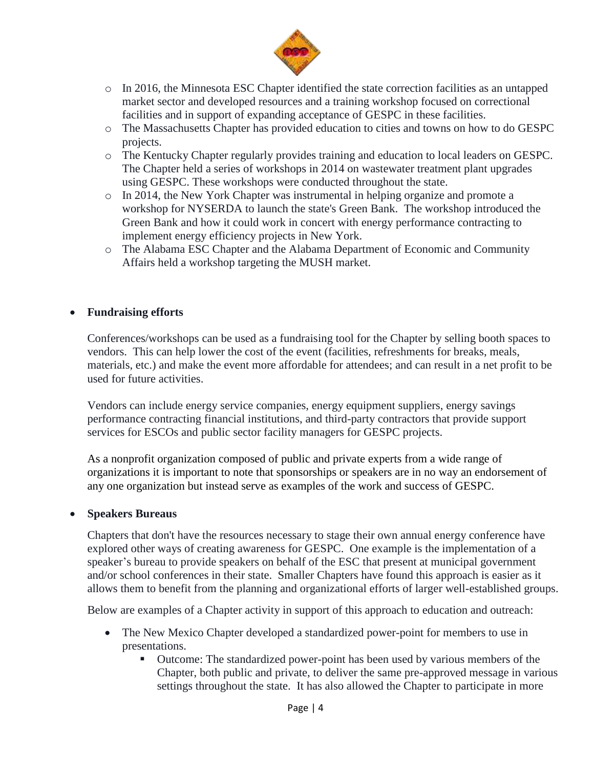- In 2016, the Minnesota ESC Chapter identified the state correction facilities as an untapped market sector and developed resources and a training workshop focused on correctional facilities and in support of expanding acceptance of GESPC in these facilities.
  - The Massachusetts Chapter has provided education to cities and towns on how to do GESPC projects.
  - The Kentucky Chapter regularly provides training and education to local leaders on GESPC. The Chapter held a series of workshops in 2014 on wastewater treatment plant upgrades using GESPC. These workshops were conducted throughout the state.
  - In 2014, the New York Chapter was instrumental in helping organize and promote a workshop for NYSERDA to launch the state's Green Bank. The workshop introduced the Green Bank and how it could work in concert with energy performance contracting to implement energy efficiency projects in New York.
  - The Alabama ESC Chapter and the Alabama Department of Economic and Community Affairs held a workshop targeting the MUSH market.

- **Fundraising efforts**

  Conferences/workshops can be used as a fundraising tool for the Chapter by selling booth spaces to vendors. This can help lower the cost of the event (facilities, refreshments for breaks, meals, materials, etc.) and make the event more affordable for attendees; and can result in a net profit to be used for future activities.

  Vendors can include energy service companies, energy equipment suppliers, energy savings performance contracting financial institutions, and third-party contractors that provide support services for ESCOs and public sector facility managers for GESPC projects.

  As a nonprofit organization composed of public and private experts from a wide range of organizations it is important to note that sponsorships or speakers are in no way an endorsement of any one organization but instead serve as examples of the work and success of GESPC.

- **Speakers Bureaus**

  Chapters that don't have the resources necessary to stage their own annual energy conference have explored other ways of creating awareness for GESPC. One example is the implementation of a speaker's bureau to provide speakers on behalf of the ESC that present at municipal government and/or school conferences in their state. Smaller Chapters have found this approach is easier as it allows them to benefit from the planning and organizational efforts of larger well-established groups.

  Below are examples of a Chapter activity in support of this approach to education and outreach:

  - The New Mexico Chapter developed a standardized power-point for members to use in presentations.
    - Outcome: The standardized power-point has been used by various members of the Chapter, both public and private, to deliver the same pre-approved message in various settings throughout the state. It has also allowed the Chapter to participate in more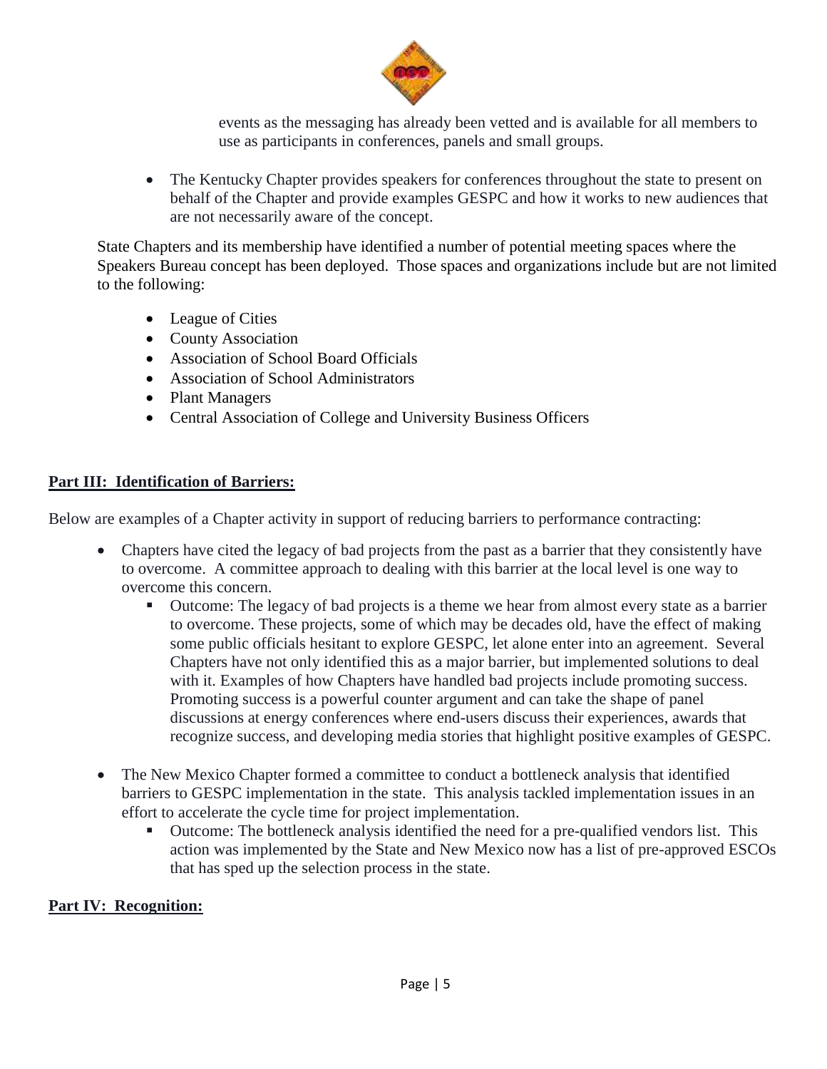events as the messaging has already been vetted and is available for all members to use as participants in conferences, panels and small groups.

- The Kentucky Chapter provides speakers for conferences throughout the state to present on behalf of the Chapter and provide examples GESPC and how it works to new audiences that are not necessarily aware of the concept.

State Chapters and its membership have identified a number of potential meeting spaces where the Speakers Bureau concept has been deployed. Those spaces and organizations include but are not limited to the following:

- League of Cities
- County Association
- Association of School Board Officials
- Association of School Administrators
- Plant Managers
- Central Association of College and University Business Officers

## **Part III: Identification of Barriers:**

Below are examples of a Chapter activity in support of reducing barriers to performance contracting:

- Chapters have cited the legacy of bad projects from the past as a barrier that they consistently have to overcome. A committee approach to dealing with this barrier at the local level is one way to overcome this concern.
  - Outcome: The legacy of bad projects is a theme we hear from almost every state as a barrier to overcome. These projects, some of which may be decades old, have the effect of making some public officials hesitant to explore GESPC, let alone enter into an agreement. Several Chapters have not only identified this as a major barrier, but implemented solutions to deal with it. Examples of how Chapters have handled bad projects include promoting success. Promoting success is a powerful counter argument and can take the shape of panel discussions at energy conferences where end-users discuss their experiences, awards that recognize success, and developing media stories that highlight positive examples of GESPC.

- The New Mexico Chapter formed a committee to conduct a bottleneck analysis that identified barriers to GESPC implementation in the state. This analysis tackled implementation issues in an effort to accelerate the cycle time for project implementation.
  - Outcome: The bottleneck analysis identified the need for a pre-qualified vendors list. This action was implemented by the State and New Mexico now has a list of pre-approved ESCOs that has sped up the selection process in the state.

## **Part IV: Recognition:**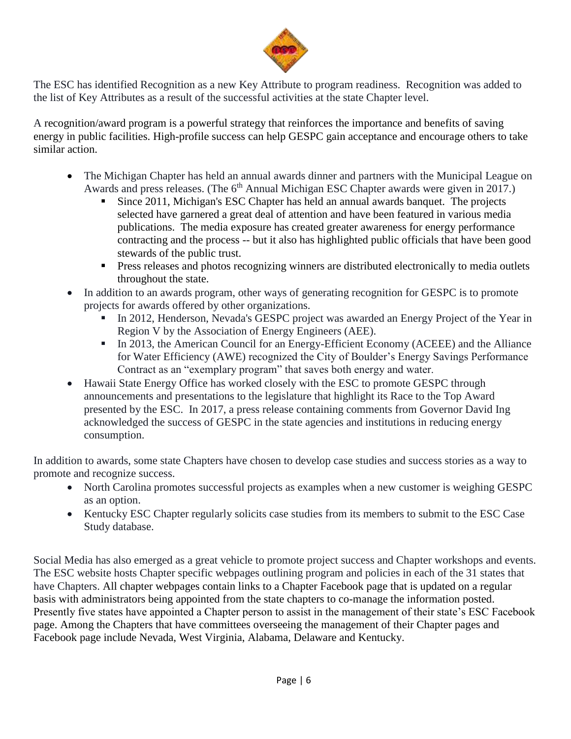The ESC has identified Recognition as a new Key Attribute to program readiness. Recognition was added to the list of Key Attributes as a result of the successful activities at the state Chapter level.

A recognition/award program is a powerful strategy that reinforces the importance and benefits of saving energy in public facilities. High-profile success can help GESPC gain acceptance and encourage others to take similar action.

- The Michigan Chapter has held an annual awards dinner and partners with the Municipal League on Awards and press releases. (The 6th Annual Michigan ESC Chapter awards were given in 2017.)
  - Since 2011, Michigan's ESC Chapter has held an annual awards banquet. The projects selected have garnered a great deal of attention and have been featured in various media publications. The media exposure has created greater awareness for energy performance contracting and the process -- but it also has highlighted public officials that have been good stewards of the public trust.
  - Press releases and photos recognizing winners are distributed electronically to media outlets throughout the state.
- In addition to an awards program, other ways of generating recognition for GESPC is to promote projects for awards offered by other organizations.
  - In 2012, Henderson, Nevada's GESPC project was awarded an Energy Project of the Year in Region V by the Association of Energy Engineers (AEE).
  - In 2013, the American Council for an Energy-Efficient Economy (ACEEE) and the Alliance for Water Efficiency (AWE) recognized the City of Boulder's Energy Savings Performance Contract as an "exemplary program" that saves both energy and water.
- Hawaii State Energy Office has worked closely with the ESC to promote GESPC through announcements and presentations to the legislature that highlight its Race to the Top Award presented by the ESC. In 2017, a press release containing comments from Governor David Ing acknowledged the success of GESPC in the state agencies and institutions in reducing energy consumption.

In addition to awards, some state Chapters have chosen to develop case studies and success stories as a way to promote and recognize success.

- North Carolina promotes successful projects as examples when a new customer is weighing GESPC as an option.
- Kentucky ESC Chapter regularly solicits case studies from its members to submit to the ESC Case Study database.

Social Media has also emerged as a great vehicle to promote project success and Chapter workshops and events. The ESC website hosts Chapter specific webpages outlining program and policies in each of the 31 states that have Chapters. All chapter webpages contain links to a Chapter Facebook page that is updated on a regular basis with administrators being appointed from the state chapters to co-manage the information posted. Presently five states have appointed a Chapter person to assist in the management of their state's ESC Facebook page. Among the Chapters that have committees overseeing the management of their Chapter pages and Facebook page include Nevada, West Virginia, Alabama, Delaware and Kentucky.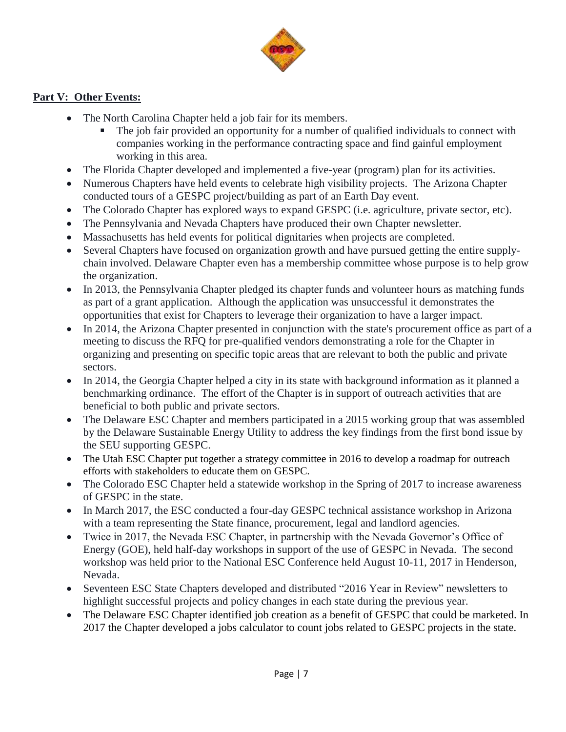**Part V: Other Events:**

- The North Carolina Chapter held a job fair for its members.
  - The job fair provided an opportunity for a number of qualified individuals to connect with companies working in the performance contracting space and find gainful employment working in this area.
- The Florida Chapter developed and implemented a five-year (program) plan for its activities.
- Numerous Chapters have held events to celebrate high visibility projects. The Arizona Chapter conducted tours of a GESPC project/building as part of an Earth Day event.
- The Colorado Chapter has explored ways to expand GESPC (i.e. agriculture, private sector, etc).
- The Pennsylvania and Nevada Chapters have produced their own Chapter newsletter.
- Massachusetts has held events for political dignitaries when projects are completed.
- Several Chapters have focused on organization growth and have pursued getting the entire supply-chain involved. Delaware Chapter even has a membership committee whose purpose is to help grow the organization.
- In 2013, the Pennsylvania Chapter pledged its chapter funds and volunteer hours as matching funds as part of a grant application. Although the application was unsuccessful it demonstrates the opportunities that exist for Chapters to leverage their organization to have a larger impact.
- In 2014, the Arizona Chapter presented in conjunction with the state's procurement office as part of a meeting to discuss the RFQ for pre-qualified vendors demonstrating a role for the Chapter in organizing and presenting on specific topic areas that are relevant to both the public and private sectors.
- In 2014, the Georgia Chapter helped a city in its state with background information as it planned a benchmarking ordinance. The effort of the Chapter is in support of outreach activities that are beneficial to both public and private sectors.
- The Delaware ESC Chapter and members participated in a 2015 working group that was assembled by the Delaware Sustainable Energy Utility to address the key findings from the first bond issue by the SEU supporting GESPC.
- The Utah ESC Chapter put together a strategy committee in 2016 to develop a roadmap for outreach efforts with stakeholders to educate them on GESPC.
- The Colorado ESC Chapter held a statewide workshop in the Spring of 2017 to increase awareness of GESPC in the state.
- In March 2017, the ESC conducted a four-day GESPC technical assistance workshop in Arizona with a team representing the State finance, procurement, legal and landlord agencies.
- Twice in 2017, the Nevada ESC Chapter, in partnership with the Nevada Governor's Office of Energy (GOE), held half-day workshops in support of the use of GESPC in Nevada. The second workshop was held prior to the National ESC Conference held August 10-11, 2017 in Henderson, Nevada.
- Seventeen ESC State Chapters developed and distributed "2016 Year in Review" newsletters to highlight successful projects and policy changes in each state during the previous year.
- The Delaware ESC Chapter identified job creation as a benefit of GESPC that could be marketed. In 2017 the Chapter developed a jobs calculator to count jobs related to GESPC projects in the state.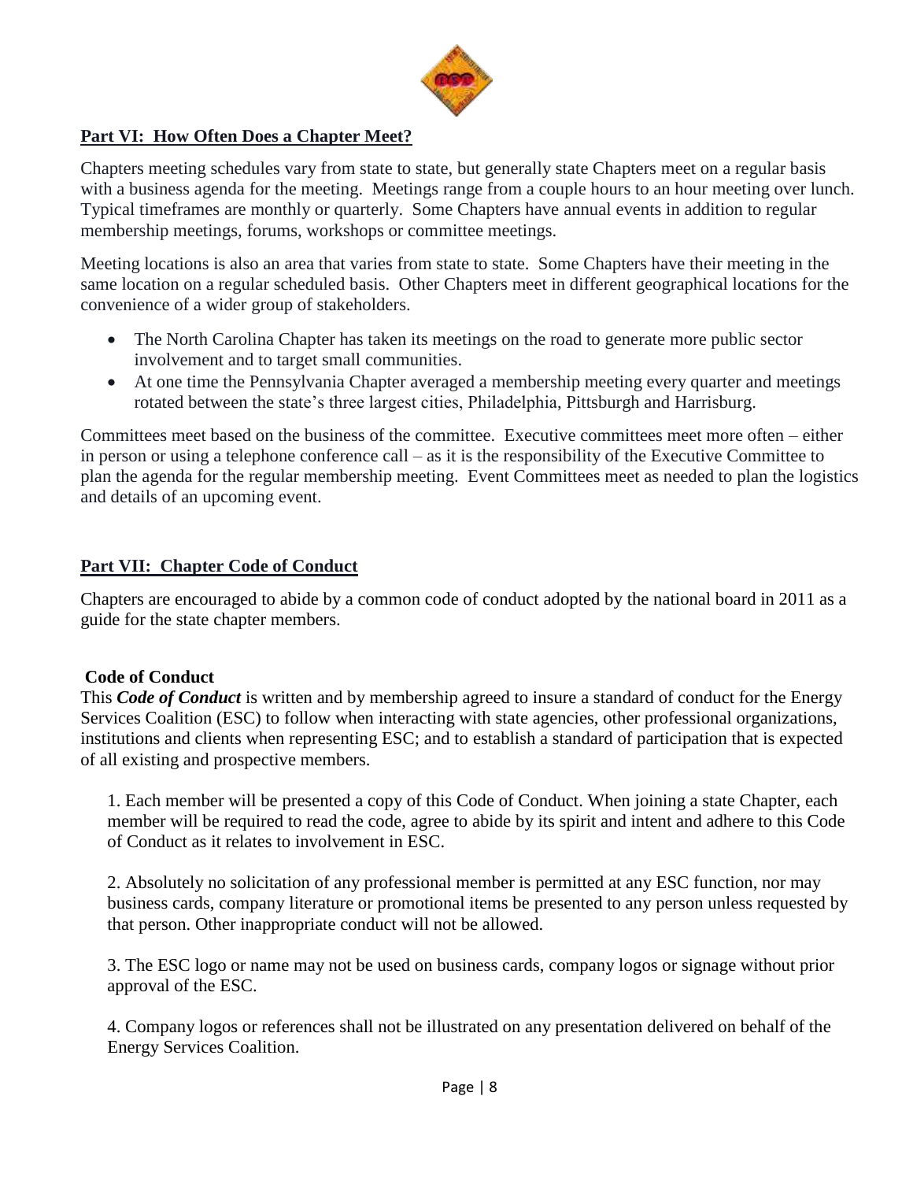## Part VI: How Often Does a Chapter Meet?

Chapters meeting schedules vary from state to state, but generally state Chapters meet on a regular basis with a business agenda for the meeting. Meetings range from a couple hours to an hour meeting over lunch. Typical timeframes are monthly or quarterly. Some Chapters have annual events in addition to regular membership meetings, forums, workshops or committee meetings.

Meeting locations is also an area that varies from state to state. Some Chapters have their meeting in the same location on a regular scheduled basis. Other Chapters meet in different geographical locations for the convenience of a wider group of stakeholders.

- The North Carolina Chapter has taken its meetings on the road to generate more public sector involvement and to target small communities.
- At one time the Pennsylvania Chapter averaged a membership meeting every quarter and meetings rotated between the state's three largest cities, Philadelphia, Pittsburgh and Harrisburg.

Committees meet based on the business of the committee. Executive committees meet more often – either in person or using a telephone conference call – as it is the responsibility of the Executive Committee to plan the agenda for the regular membership meeting. Event Committees meet as needed to plan the logistics and details of an upcoming event.

## Part VII: Chapter Code of Conduct

Chapters are encouraged to abide by a common code of conduct adopted by the national board in 2011 as a guide for the state chapter members.

### Code of Conduct

This ***Code of Conduct*** is written and by membership agreed to insure a standard of conduct for the Energy Services Coalition (ESC) to follow when interacting with state agencies, other professional organizations, institutions and clients when representing ESC; and to establish a standard of participation that is expected of all existing and prospective members.

1. Each member will be presented a copy of this Code of Conduct. When joining a state Chapter, each member will be required to read the code, agree to abide by its spirit and intent and adhere to this Code of Conduct as it relates to involvement in ESC.

2. Absolutely no solicitation of any professional member is permitted at any ESC function, nor may business cards, company literature or promotional items be presented to any person unless requested by that person. Other inappropriate conduct will not be allowed.

3. The ESC logo or name may not be used on business cards, company logos or signage without prior approval of the ESC.

4. Company logos or references shall not be illustrated on any presentation delivered on behalf of the Energy Services Coalition.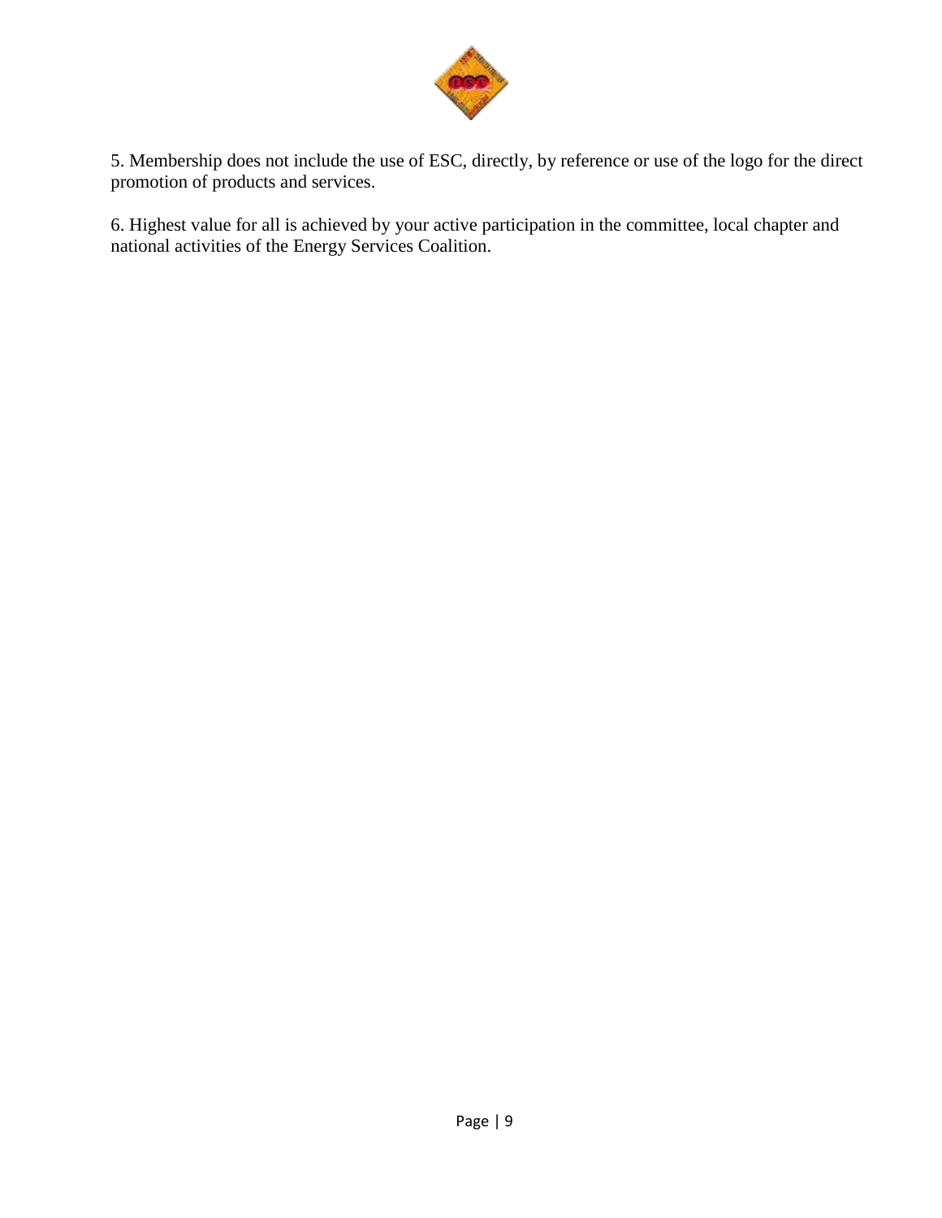5. Membership does not include the use of ESC, directly, by reference or use of the logo for the direct promotion of products and services.

6. Highest value for all is achieved by your active participation in the committee, local chapter and national activities of the Energy Services Coalition.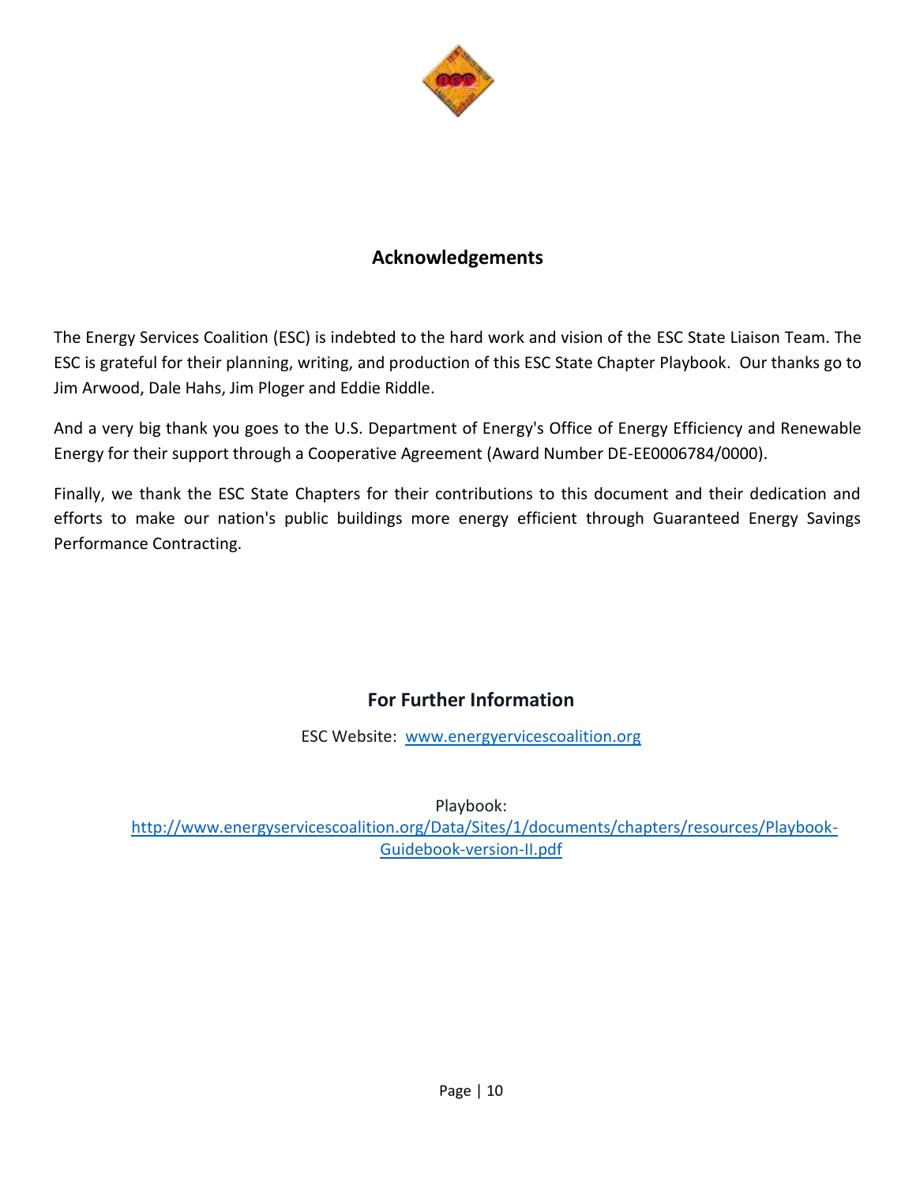## Acknowledgements

The Energy Services Coalition (ESC) is indebted to the hard work and vision of the ESC State Liaison Team. The ESC is grateful for their planning, writing, and production of this ESC State Chapter Playbook. Our thanks go to Jim Arwood, Dale Hahs, Jim Ploger and Eddie Riddle.

And a very big thank you goes to the U.S. Department of Energy's Office of Energy Efficiency and Renewable Energy for their support through a Cooperative Agreement (Award Number DE-EE0006784/0000).

Finally, we thank the ESC State Chapters for their contributions to this document and their dedication and efforts to make our nation's public buildings more energy efficient through Guaranteed Energy Savings Performance Contracting.

## For Further Information

ESC Website: www.energyervicescoalition.org

Playbook:
http://www.energyservicescoalition.org/Data/Sites/1/documents/chapters/resources/Playbook-Guidebook-version-II.pdf